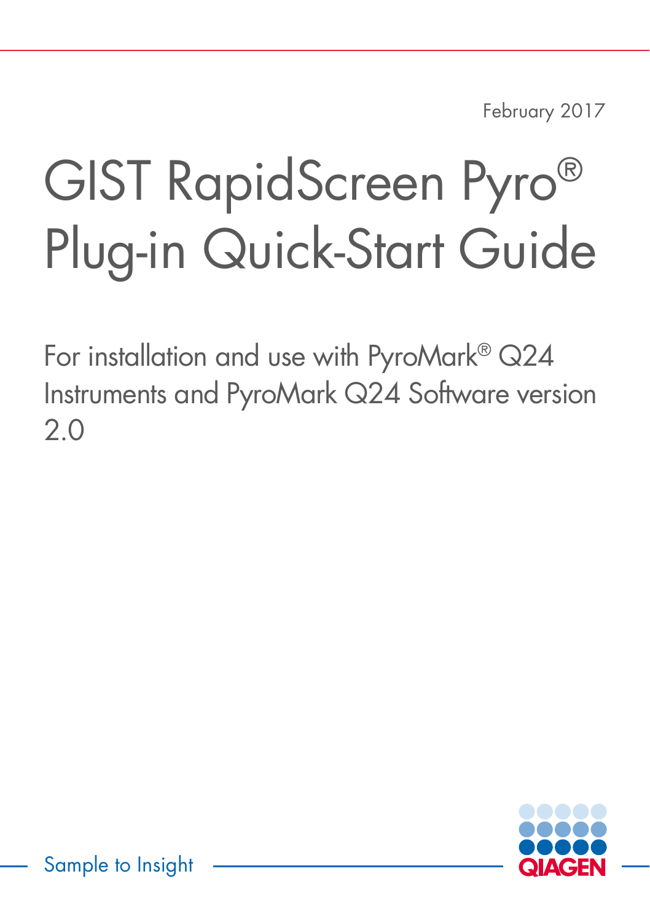February 2017

# GIST RapidScreen Pyro® Plug-in Quick-Start Guide

For installation and use with PyroMark® Q24 Instruments and PyroMark Q24 Software version 2.0

Sample to Insight

QIAGEN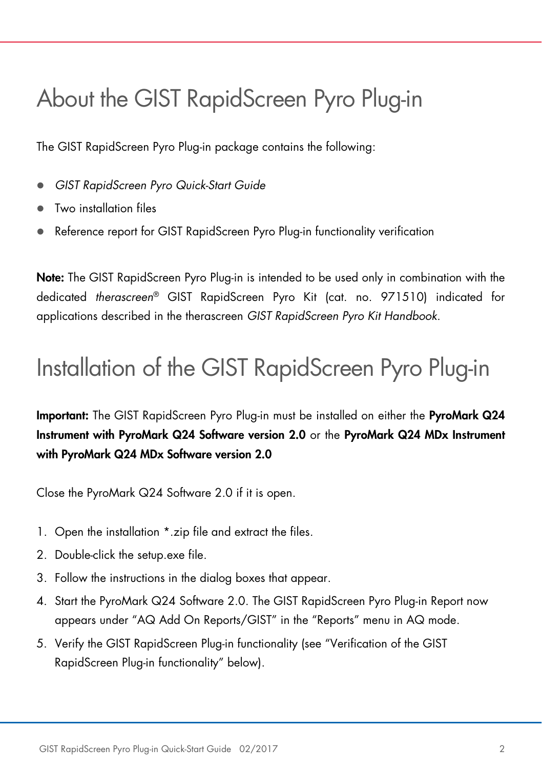# About the GIST RapidScreen Pyro Plug-in

The GIST RapidScreen Pyro Plug-in package contains the following:

- *GIST RapidScreen Pyro Quick-Start Guide*
- Two installation files
- Reference report for GIST RapidScreen Pyro Plug-in functionality verification

**Note:** The GIST RapidScreen Pyro Plug-in is intended to be used only in combination with the dedicated *therascreen*® GIST RapidScreen Pyro Kit (cat. no. 971510) indicated for applications described in the therascreen *GIST RapidScreen Pyro Kit Handbook*.

# Installation of the GIST RapidScreen Pyro Plug-in

**Important:** The GIST RapidScreen Pyro Plug-in must be installed on either the **PyroMark Q24 Instrument with PyroMark Q24 Software version 2.0** or the **PyroMark Q24 MDx Instrument with PyroMark Q24 MDx Software version 2.0**

Close the PyroMark Q24 Software 2.0 if it is open.

1. Open the installation *.zip file and extract the files.
2. Double-click the setup.exe file.
3. Follow the instructions in the dialog boxes that appear.
4. Start the PyroMark Q24 Software 2.0. The GIST RapidScreen Pyro Plug-in Report now appears under "AQ Add On Reports/GIST" in the "Reports" menu in AQ mode.
5. Verify the GIST RapidScreen Plug-in functionality (see "Verification of the GIST RapidScreen Plug-in functionality" below).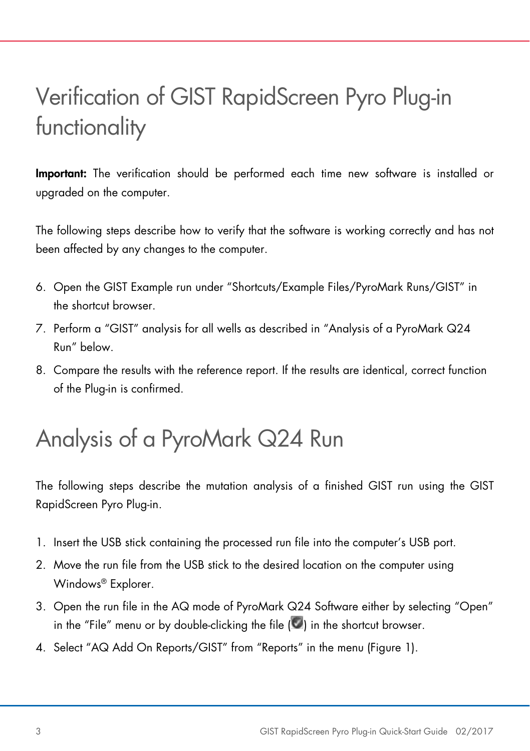# Verification of GIST RapidScreen Pyro Plug-in functionality

**Important:** The verification should be performed each time new software is installed or upgraded on the computer.

The following steps describe how to verify that the software is working correctly and has not been affected by any changes to the computer.

6. Open the GIST Example run under "Shortcuts/Example Files/PyroMark Runs/GIST" in the shortcut browser.
7. Perform a "GIST" analysis for all wells as described in "Analysis of a PyroMark Q24 Run" below.
8. Compare the results with the reference report. If the results are identical, correct function of the Plug-in is confirmed.

# Analysis of a PyroMark Q24 Run

The following steps describe the mutation analysis of a finished GIST run using the GIST RapidScreen Pyro Plug-in.

1. Insert the USB stick containing the processed run file into the computer's USB port.
2. Move the run file from the USB stick to the desired location on the computer using Windows® Explorer.
3. Open the run file in the AQ mode of PyroMark Q24 Software either by selecting "Open" in the "File" menu or by double-clicking the file ( ) in the shortcut browser.
4. Select "AQ Add On Reports/GIST" from "Reports" in the menu (Figure 1).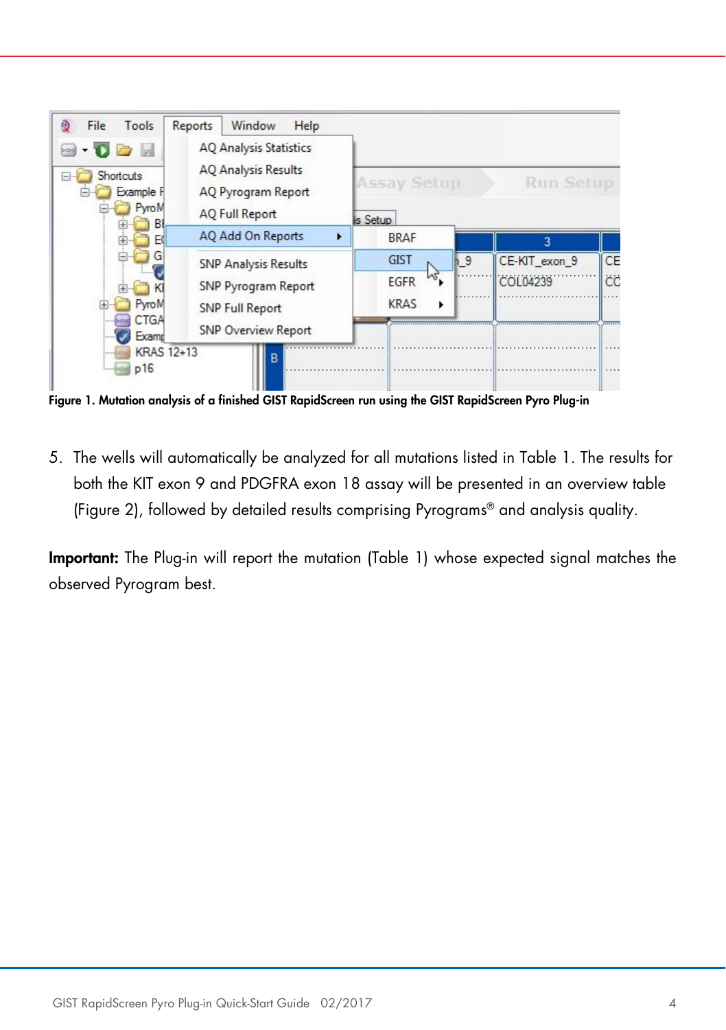**Figure 1. Mutation analysis of a finished GIST RapidScreen run using the GIST RapidScreen Pyro Plug-in**

5. The wells will automatically be analyzed for all mutations listed in Table 1. The results for both the KIT exon 9 and PDGFRA exon 18 assay will be presented in an overview table (Figure 2), followed by detailed results comprising Pyrograms® and analysis quality.

**Important:** The Plug-in will report the mutation (Table 1) whose expected signal matches the observed Pyrogram best.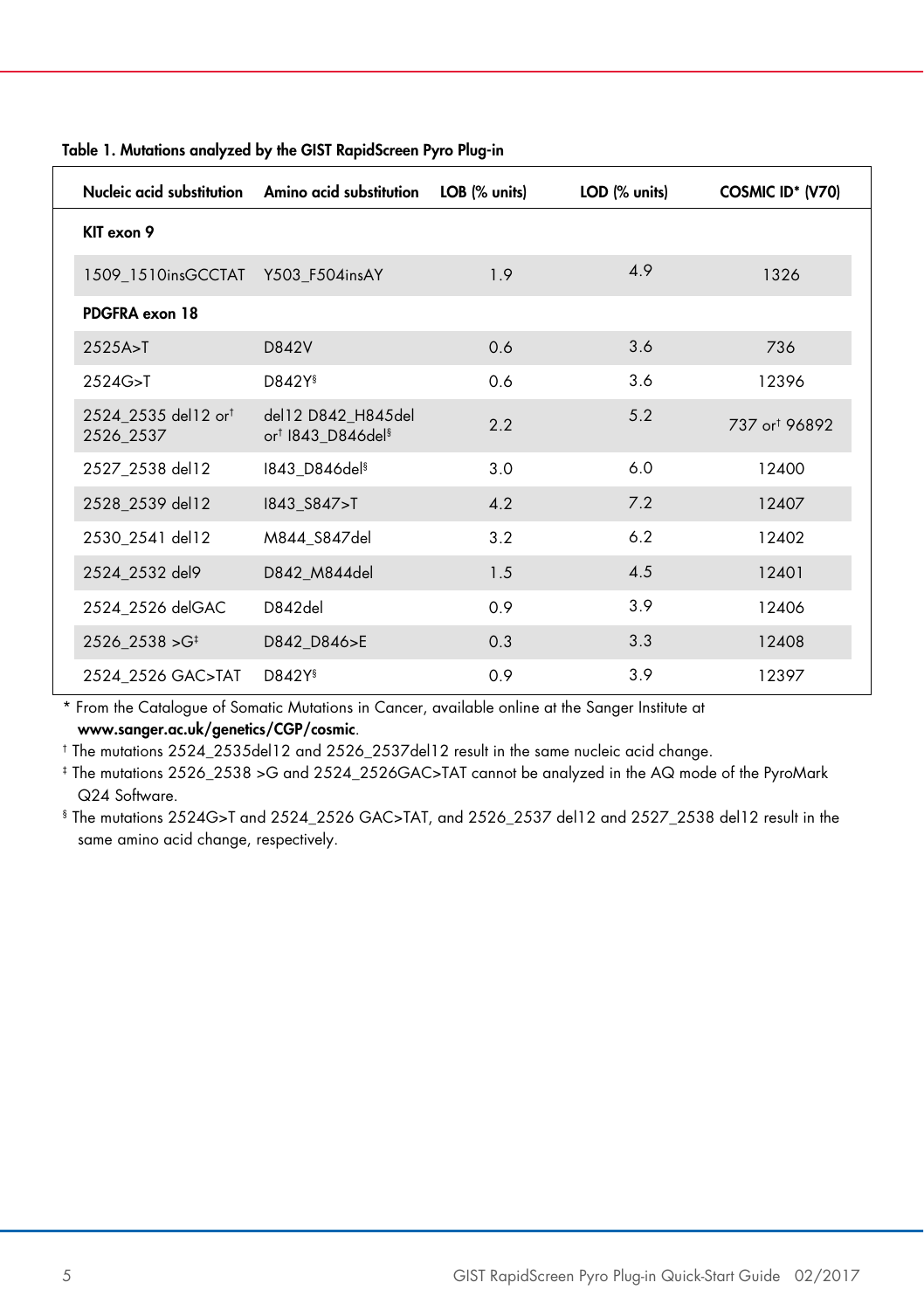**Table 1. Mutations analyzed by the GIST RapidScreen Pyro Plug-in**

| Nucleic acid substitution | Amino acid substitution | LOB (% units) | LOD (% units) | COSMIC ID* (V70) |
|---|---|---|---|---|
| **KIT exon 9** | | | | |
| 1509_1510insGCCTAT | Y503_F504insAY | 1.9 | 4.9 | 1326 |
| **PDGFRA exon 18** | | | | |
| 2525A>T | D842V | 0.6 | 3.6 | 736 |
| 2524G>T | D842Y§ | 0.6 | 3.6 | 12396 |
| 2524_2535 del12 or† 2526_2537 | del12 D842_H845del or† I843_D846del§ | 2.2 | 5.2 | 737 or† 96892 |
| 2527_2538 del12 | I843_D846del§ | 3.0 | 6.0 | 12400 |
| 2528_2539 del12 | I843_S847>T | 4.2 | 7.2 | 12407 |
| 2530_2541 del12 | M844_S847del | 3.2 | 6.2 | 12402 |
| 2524_2532 del9 | D842_M844del | 1.5 | 4.5 | 12401 |
| 2524_2526 delGAC | D842del | 0.9 | 3.9 | 12406 |
| 2526_2538 >G‡ | D842_D846>E | 0.3 | 3.3 | 12408 |
| 2524_2526 GAC>TAT | D842Y§ | 0.9 | 3.9 | 12397 |

\* From the Catalogue of Somatic Mutations in Cancer, available online at the Sanger Institute at **www.sanger.ac.uk/genetics/CGP/cosmic**.

† The mutations 2524_2535del12 and 2526_2537del12 result in the same nucleic acid change.

‡ The mutations 2526_2538 >G and 2524_2526GAC>TAT cannot be analyzed in the AQ mode of the PyroMark Q24 Software.

§ The mutations 2524G>T and 2524_2526 GAC>TAT, and 2526_2537 del12 and 2527_2538 del12 result in the same amino acid change, respectively.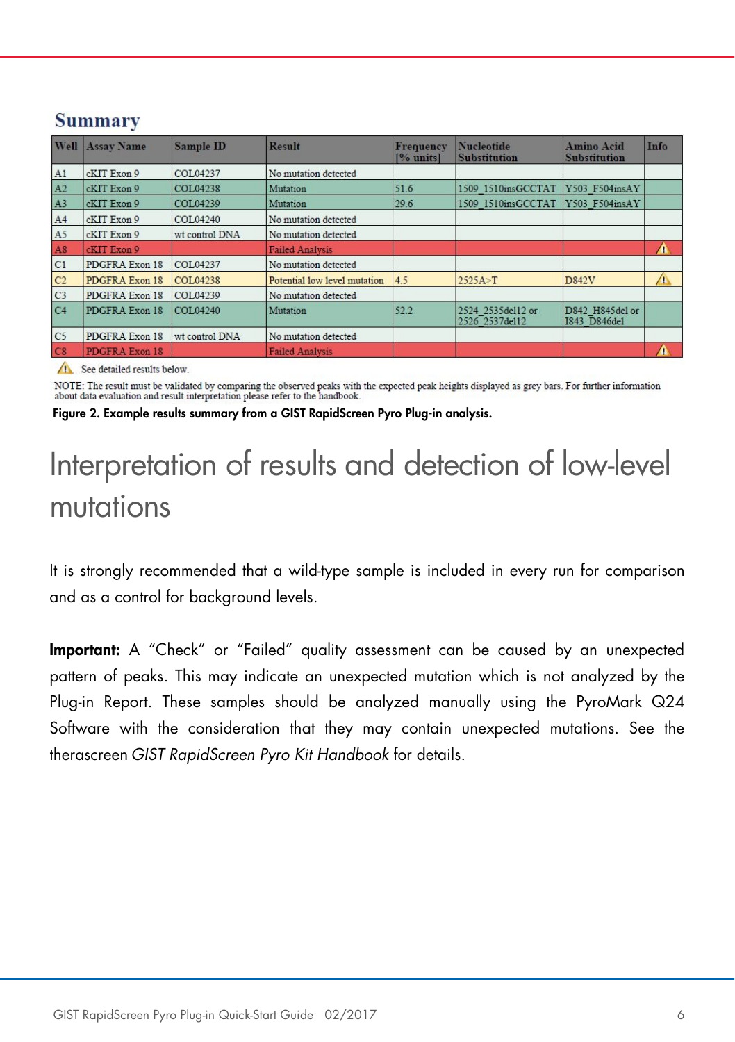## Summary

| Well | Assay Name | Sample ID | Result | Frequency [% units] | Nucleotide Substitution | Amino Acid Substitution | Info |
|---|---|---|---|---|---|---|---|
| A1 | cKIT Exon 9 | COL04237 | No mutation detected | | | | |
| A2 | cKIT Exon 9 | COL04238 | Mutation | 51.6 | 1509_1510insGCCTAT | Y503_F504insAY | |
| A3 | cKIT Exon 9 | COL04239 | Mutation | 29.6 | 1509_1510insGCCTAT | Y503_F504insAY | |
| A4 | cKIT Exon 9 | COL04240 | No mutation detected | | | | |
| A5 | cKIT Exon 9 | wt control DNA | No mutation detected | | | | |
| A8 | cKIT Exon 9 | | Failed Analysis | | | | ⚠ |
| C1 | PDGFRA Exon 18 | COL04237 | No mutation detected | | | | |
| C2 | PDGFRA Exon 18 | COL04238 | Potential low level mutation | 4.5 | 2525A>T | D842V | ⚠ |
| C3 | PDGFRA Exon 18 | COL04239 | No mutation detected | | | | |
| C4 | PDGFRA Exon 18 | COL04240 | Mutation | 52.2 | 2524_2535del12 or 2526_2537del12 | D842_H845del or I843_D846del | |
| C5 | PDGFRA Exon 18 | wt control DNA | No mutation detected | | | | |
| C8 | PDGFRA Exon 18 | | Failed Analysis | | | | ⚠ |

⚠ See detailed results below.

NOTE: The result must be validated by comparing the observed peaks with the expected peak heights displayed as grey bars. For further information about data evaluation and result interpretation please refer to the handbook.

**Figure 2. Example results summary from a GIST RapidScreen Pyro Plug-in analysis.**

# Interpretation of results and detection of low-level mutations

It is strongly recommended that a wild-type sample is included in every run for comparison and as a control for background levels.

**Important:** A "Check" or "Failed" quality assessment can be caused by an unexpected pattern of peaks. This may indicate an unexpected mutation which is not analyzed by the Plug-in Report. These samples should be analyzed manually using the PyroMark Q24 Software with the consideration that they may contain unexpected mutations. See the therascreen *GIST RapidScreen Pyro Kit Handbook* for details.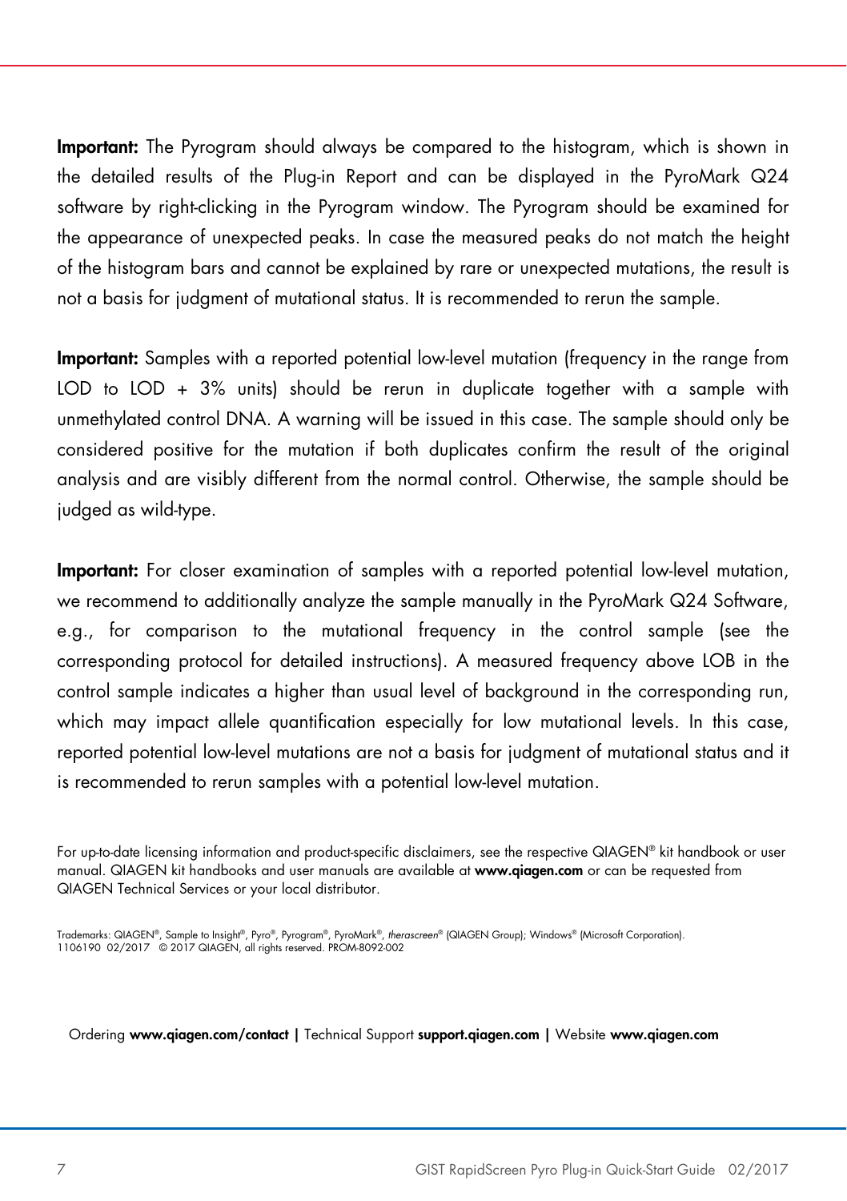**Important:** The Pyrogram should always be compared to the histogram, which is shown in the detailed results of the Plug-in Report and can be displayed in the PyroMark Q24 software by right-clicking in the Pyrogram window. The Pyrogram should be examined for the appearance of unexpected peaks. In case the measured peaks do not match the height of the histogram bars and cannot be explained by rare or unexpected mutations, the result is not a basis for judgment of mutational status. It is recommended to rerun the sample.

**Important:** Samples with a reported potential low-level mutation (frequency in the range from LOD to LOD + 3% units) should be rerun in duplicate together with a sample with unmethylated control DNA. A warning will be issued in this case. The sample should only be considered positive for the mutation if both duplicates confirm the result of the original analysis and are visibly different from the normal control. Otherwise, the sample should be judged as wild-type.

**Important:** For closer examination of samples with a reported potential low-level mutation, we recommend to additionally analyze the sample manually in the PyroMark Q24 Software, e.g., for comparison to the mutational frequency in the control sample (see the corresponding protocol for detailed instructions). A measured frequency above LOB in the control sample indicates a higher than usual level of background in the corresponding run, which may impact allele quantification especially for low mutational levels. In this case, reported potential low-level mutations are not a basis for judgment of mutational status and it is recommended to rerun samples with a potential low-level mutation.

For up-to-date licensing information and product-specific disclaimers, see the respective QIAGEN® kit handbook or user manual. QIAGEN kit handbooks and user manuals are available at **www.qiagen.com** or can be requested from QIAGEN Technical Services or your local distributor.

Trademarks: QIAGEN®, Sample to Insight®, Pyro®, Pyrogram®, PyroMark®, *therascreen*® (QIAGEN Group); Windows® (Microsoft Corporation).
1106190 02/2017 © 2017 QIAGEN, all rights reserved. PROM-8092-002

Ordering **www.qiagen.com/contact** | Technical Support **support.qiagen.com** | Website **www.qiagen.com**